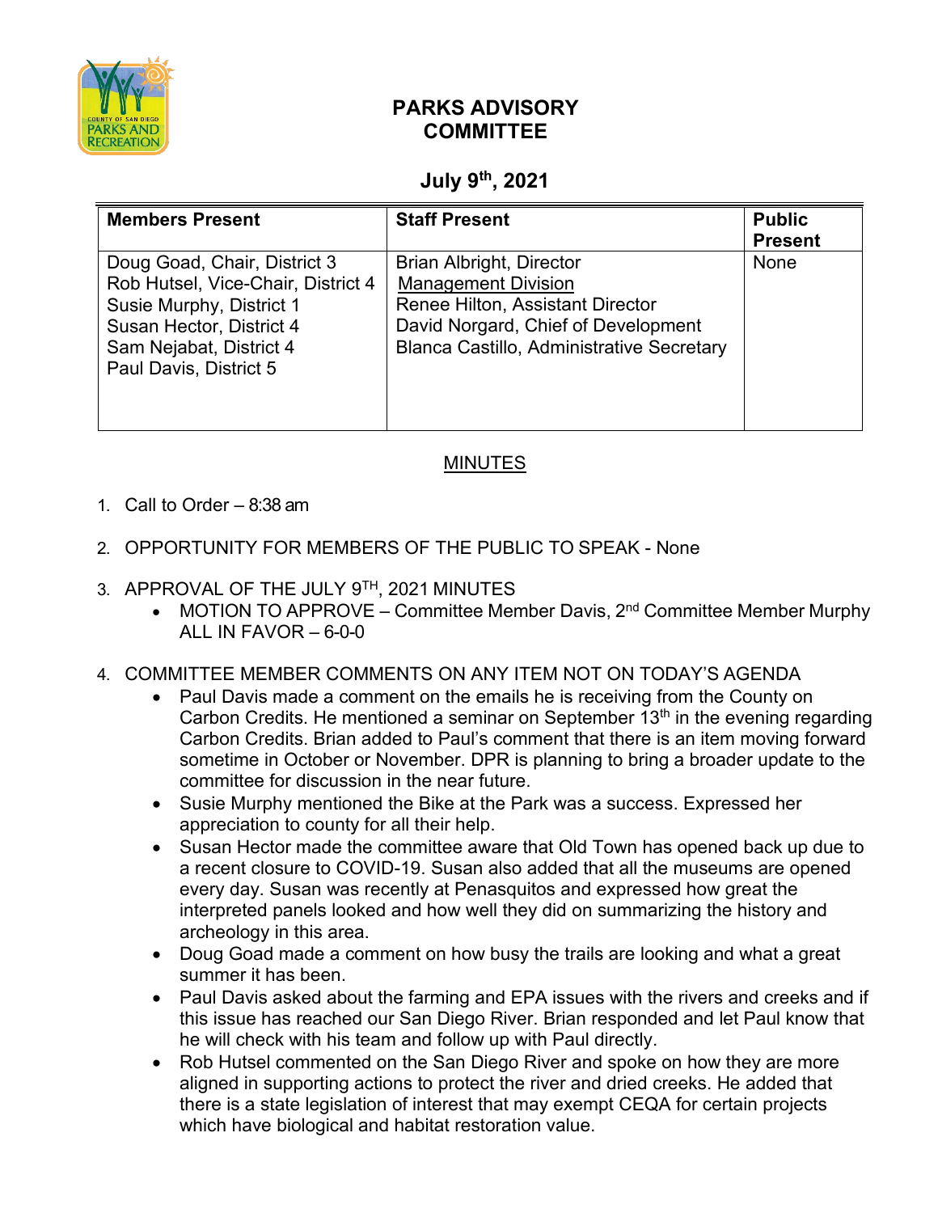# PARKS ADVISORY COMMITTEE

## July 9th, 2021

| Members Present | Staff Present | Public Present |
|---|---|---|
| Doug Goad, Chair, District 3<br>Rob Hutsel, Vice-Chair, District 4<br>Susie Murphy, District 1<br>Susan Hector, District 4<br>Sam Nejabat, District 4<br>Paul Davis, District 5 | Brian Albright, Director<br>Management Division<br>Renee Hilton, Assistant Director<br>David Norgard, Chief of Development<br>Blanca Castillo, Administrative Secretary | None |

## MINUTES

1. Call to Order – 8:38 am

2. OPPORTUNITY FOR MEMBERS OF THE PUBLIC TO SPEAK - None

3. APPROVAL OF THE JULY 9TH, 2021 MINUTES
   - MOTION TO APPROVE – Committee Member Davis, 2nd Committee Member Murphy ALL IN FAVOR – 6-0-0

4. COMMITTEE MEMBER COMMENTS ON ANY ITEM NOT ON TODAY'S AGENDA
   - Paul Davis made a comment on the emails he is receiving from the County on Carbon Credits. He mentioned a seminar on September 13th in the evening regarding Carbon Credits. Brian added to Paul's comment that there is an item moving forward sometime in October or November. DPR is planning to bring a broader update to the committee for discussion in the near future.
   - Susie Murphy mentioned the Bike at the Park was a success. Expressed her appreciation to county for all their help.
   - Susan Hector made the committee aware that Old Town has opened back up due to a recent closure to COVID-19. Susan also added that all the museums are opened every day. Susan was recently at Penasquitos and expressed how great the interpreted panels looked and how well they did on summarizing the history and archeology in this area.
   - Doug Goad made a comment on how busy the trails are looking and what a great summer it has been.
   - Paul Davis asked about the farming and EPA issues with the rivers and creeks and if this issue has reached our San Diego River. Brian responded and let Paul know that he will check with his team and follow up with Paul directly.
   - Rob Hutsel commented on the San Diego River and spoke on how they are more aligned in supporting actions to protect the river and dried creeks. He added that there is a state legislation of interest that may exempt CEQA for certain projects which have biological and habitat restoration value.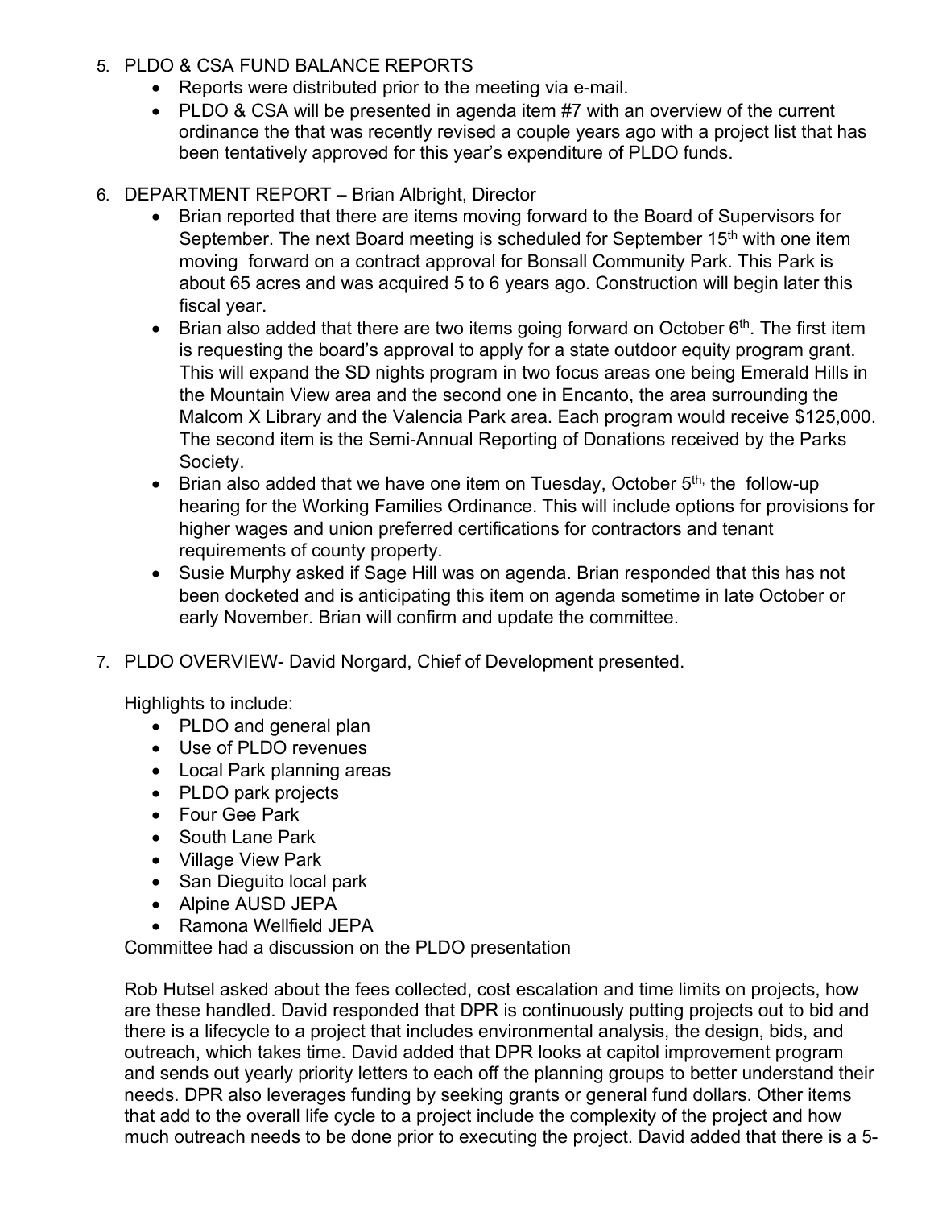5. PLDO & CSA FUND BALANCE REPORTS
   - Reports were distributed prior to the meeting via e-mail.
   - PLDO & CSA will be presented in agenda item #7 with an overview of the current ordinance the that was recently revised a couple years ago with a project list that has been tentatively approved for this year's expenditure of PLDO funds.

6. DEPARTMENT REPORT – Brian Albright, Director
   - Brian reported that there are items moving forward to the Board of Supervisors for September. The next Board meeting is scheduled for September 15th with one item moving forward on a contract approval for Bonsall Community Park. This Park is about 65 acres and was acquired 5 to 6 years ago. Construction will begin later this fiscal year.
   - Brian also added that there are two items going forward on October 6th. The first item is requesting the board's approval to apply for a state outdoor equity program grant. This will expand the SD nights program in two focus areas one being Emerald Hills in the Mountain View area and the second one in Encanto, the area surrounding the Malcom X Library and the Valencia Park area. Each program would receive $125,000. The second item is the Semi-Annual Reporting of Donations received by the Parks Society.
   - Brian also added that we have one item on Tuesday, October 5th, the follow-up hearing for the Working Families Ordinance. This will include options for provisions for higher wages and union preferred certifications for contractors and tenant requirements of county property.
   - Susie Murphy asked if Sage Hill was on agenda. Brian responded that this has not been docketed and is anticipating this item on agenda sometime in late October or early November. Brian will confirm and update the committee.

7. PLDO OVERVIEW- David Norgard, Chief of Development presented.

   Highlights to include:
   - PLDO and general plan
   - Use of PLDO revenues
   - Local Park planning areas
   - PLDO park projects
   - Four Gee Park
   - South Lane Park
   - Village View Park
   - San Dieguito local park
   - Alpine AUSD JEPA
   - Ramona Wellfield JEPA

   Committee had a discussion on the PLDO presentation

   Rob Hutsel asked about the fees collected, cost escalation and time limits on projects, how are these handled. David responded that DPR is continuously putting projects out to bid and there is a lifecycle to a project that includes environmental analysis, the design, bids, and outreach, which takes time. David added that DPR looks at capitol improvement program and sends out yearly priority letters to each off the planning groups to better understand their needs. DPR also leverages funding by seeking grants or general fund dollars. Other items that add to the overall life cycle to a project include the complexity of the project and how much outreach needs to be done prior to executing the project. David added that there is a 5-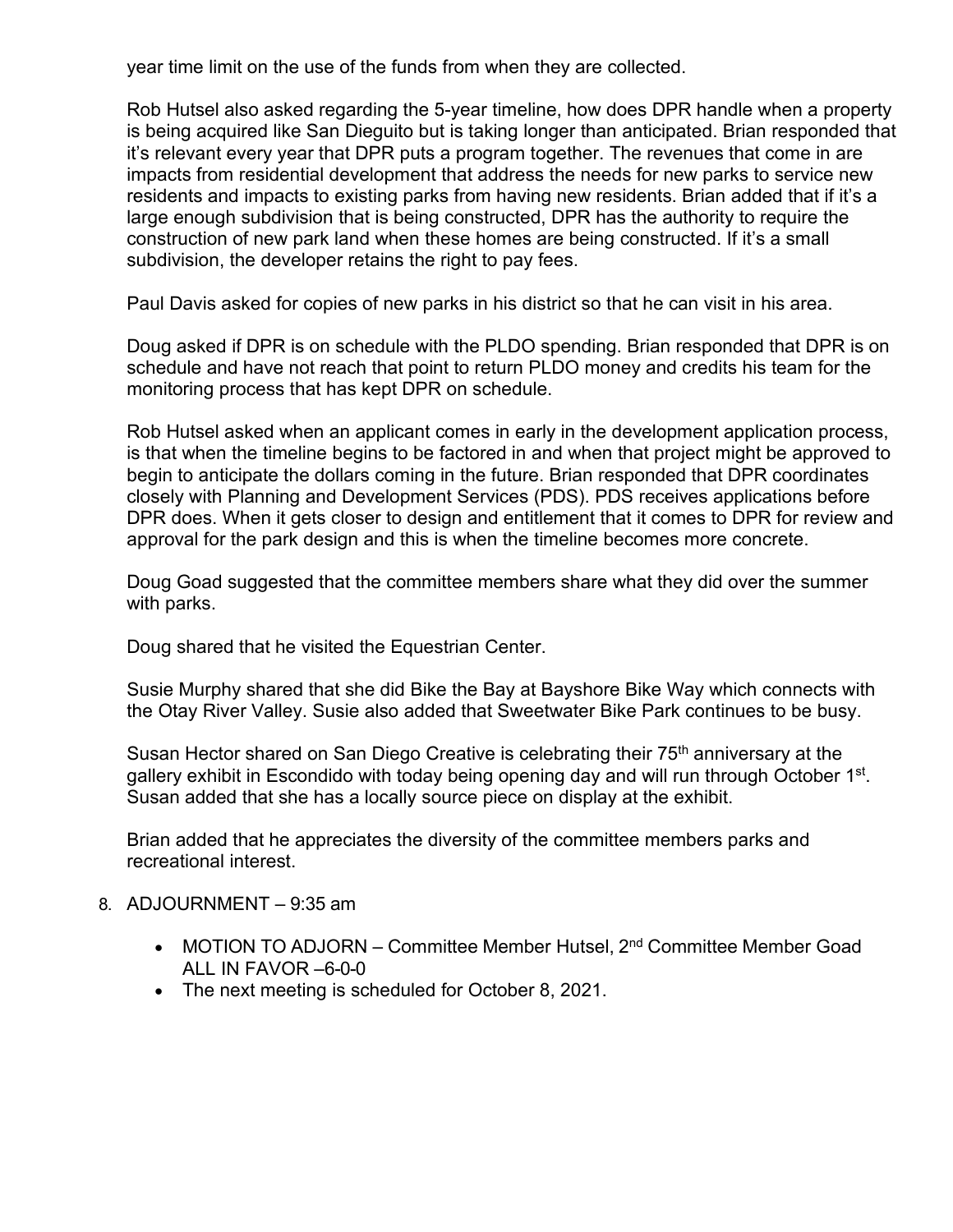year time limit on the use of the funds from when they are collected.

Rob Hutsel also asked regarding the 5-year timeline, how does DPR handle when a property is being acquired like San Dieguito but is taking longer than anticipated. Brian responded that it's relevant every year that DPR puts a program together. The revenues that come in are impacts from residential development that address the needs for new parks to service new residents and impacts to existing parks from having new residents. Brian added that if it's a large enough subdivision that is being constructed, DPR has the authority to require the construction of new park land when these homes are being constructed. If it's a small subdivision, the developer retains the right to pay fees.

Paul Davis asked for copies of new parks in his district so that he can visit in his area.

Doug asked if DPR is on schedule with the PLDO spending. Brian responded that DPR is on schedule and have not reach that point to return PLDO money and credits his team for the monitoring process that has kept DPR on schedule.

Rob Hutsel asked when an applicant comes in early in the development application process, is that when the timeline begins to be factored in and when that project might be approved to begin to anticipate the dollars coming in the future. Brian responded that DPR coordinates closely with Planning and Development Services (PDS). PDS receives applications before DPR does. When it gets closer to design and entitlement that it comes to DPR for review and approval for the park design and this is when the timeline becomes more concrete.

Doug Goad suggested that the committee members share what they did over the summer with parks.

Doug shared that he visited the Equestrian Center.

Susie Murphy shared that she did Bike the Bay at Bayshore Bike Way which connects with the Otay River Valley. Susie also added that Sweetwater Bike Park continues to be busy.

Susan Hector shared on San Diego Creative is celebrating their 75th anniversary at the gallery exhibit in Escondido with today being opening day and will run through October 1st. Susan added that she has a locally source piece on display at the exhibit.

Brian added that he appreciates the diversity of the committee members parks and recreational interest.

8. ADJOURNMENT – 9:35 am

- MOTION TO ADJORN – Committee Member Hutsel, 2nd Committee Member Goad ALL IN FAVOR –6-0-0
- The next meeting is scheduled for October 8, 2021.